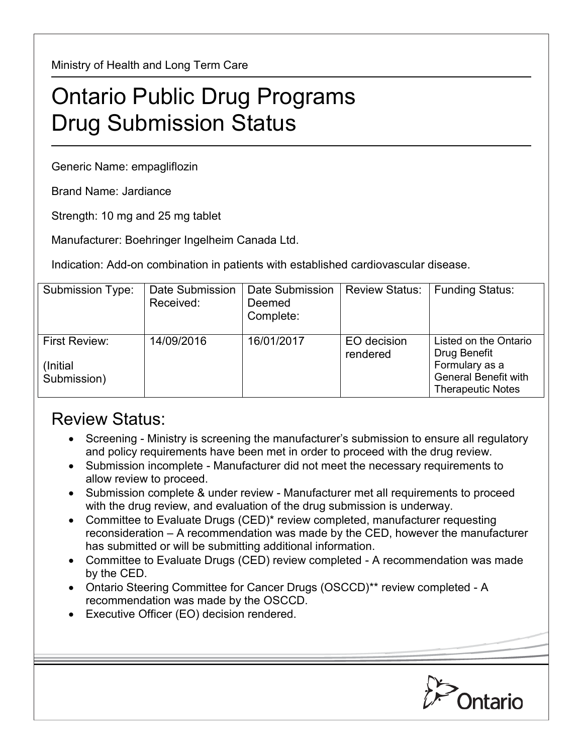Ministry of Health and Long Term Care

# Ontario Public Drug Programs
# Drug Submission Status

Generic Name: empagliflozin

Brand Name: Jardiance

Strength: 10 mg and 25 mg tablet

Manufacturer: Boehringer Ingelheim Canada Ltd.

Indication: Add-on combination in patients with established cardiovascular disease.

| Submission Type: | Date Submission Received: | Date Submission Deemed Complete: | Review Status: | Funding Status: |
|---|---|---|---|---|
| First Review: (Initial Submission) | 14/09/2016 | 16/01/2017 | EO decision rendered | Listed on the Ontario Drug Benefit Formulary as a General Benefit with Therapeutic Notes |

## Review Status:

- Screening - Ministry is screening the manufacturer's submission to ensure all regulatory and policy requirements have been met in order to proceed with the drug review.
- Submission incomplete - Manufacturer did not meet the necessary requirements to allow review to proceed.
- Submission complete & under review - Manufacturer met all requirements to proceed with the drug review, and evaluation of the drug submission is underway.
- Committee to Evaluate Drugs (CED)* review completed, manufacturer requesting reconsideration – A recommendation was made by the CED, however the manufacturer has submitted or will be submitting additional information.
- Committee to Evaluate Drugs (CED) review completed - A recommendation was made by the CED.
- Ontario Steering Committee for Cancer Drugs (OSCCD)** review completed - A recommendation was made by the OSCCD.
- Executive Officer (EO) decision rendered.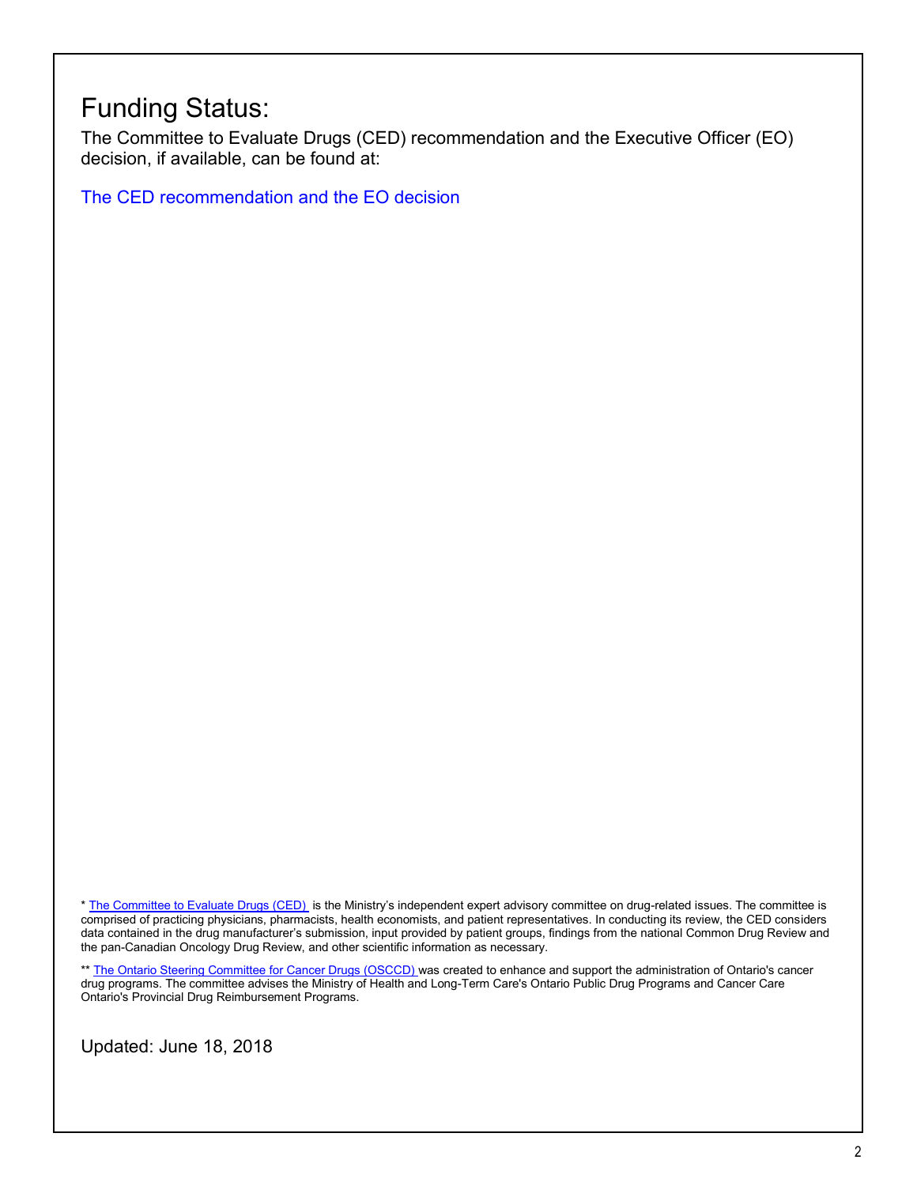# Funding Status:

The Committee to Evaluate Drugs (CED) recommendation and the Executive Officer (EO) decision, if available, can be found at:

The CED recommendation and the EO decision

* The Committee to Evaluate Drugs (CED) is the Ministry's independent expert advisory committee on drug-related issues. The committee is comprised of practicing physicians, pharmacists, health economists, and patient representatives. In conducting its review, the CED considers data contained in the drug manufacturer's submission, input provided by patient groups, findings from the national Common Drug Review and the pan-Canadian Oncology Drug Review, and other scientific information as necessary.

** The Ontario Steering Committee for Cancer Drugs (OSCCD) was created to enhance and support the administration of Ontario's cancer drug programs. The committee advises the Ministry of Health and Long-Term Care's Ontario Public Drug Programs and Cancer Care Ontario's Provincial Drug Reimbursement Programs.

Updated: June 18, 2018